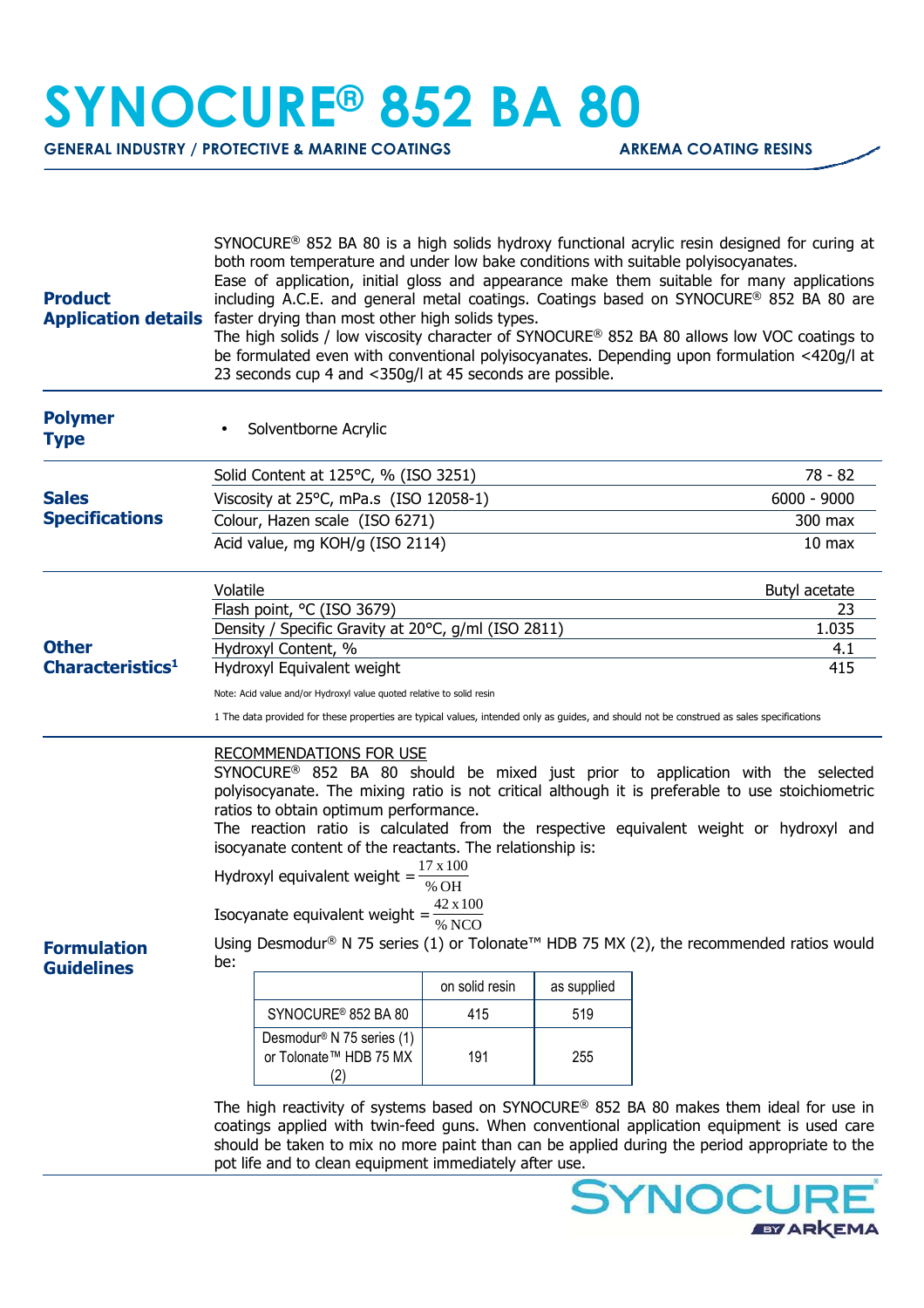# SYNOCURE® 852 BA 80

**GENERAL INDUSTRY / PROTECTIVE & MARINE COATINGS** — **ARKEMA COATING RESINS**

## Product Application details

SYNOCURE® 852 BA 80 is a high solids hydroxy functional acrylic resin designed for curing at both room temperature and under low bake conditions with suitable polyisocyanates.
Ease of application, initial gloss and appearance make them suitable for many applications including A.C.E. and general metal coatings. Coatings based on SYNOCURE® 852 BA 80 are faster drying than most other high solids types.
The high solids / low viscosity character of SYNOCURE® 852 BA 80 allows low VOC coatings to be formulated even with conventional polyisocyanates. Depending upon formulation <420g/l at 23 seconds cup 4 and <350g/l at 45 seconds are possible.

## Polymer Type

- Solventborne Acrylic

## Sales Specifications

| | |
|---|---|
| Solid Content at 125°C, % (ISO 3251) | 78 - 82 |
| Viscosity at 25°C, mPa.s (ISO 12058-1) | 6000 - 9000 |
| Colour, Hazen scale (ISO 6271) | 300 max |
| Acid value, mg KOH/g (ISO 2114) | 10 max |

## Other Characteristics[1]

| | |
|---|---|
| Volatile | Butyl acetate |
| Flash point, °C (ISO 3679) | 23 |
| Density / Specific Gravity at 20°C, g/ml (ISO 2811) | 1.035 |
| Hydroxyl Content, % | 4.1 |
| Hydroxyl Equivalent weight | 415 |

Note: Acid value and/or Hydroxyl value quoted relative to solid resin

1 The data provided for these properties are typical values, intended only as guides, and should not be construed as sales specifications

## Formulation Guidelines

RECOMMENDATIONS FOR USE

SYNOCURE® 852 BA 80 should be mixed just prior to application with the selected polyisocyanate. The mixing ratio is not critical although it is preferable to use stoichiometric ratios to obtain optimum performance.
The reaction ratio is calculated from the respective equivalent weight or hydroxyl and isocyanate content of the reactants. The relationship is:

$$\text{Hydroxyl equivalent weight} = \frac{17 \times 100}{\%\,OH}$$

$$\text{Isocyanate equivalent weight} = \frac{42 \times 100}{\%\,NCO}$$

Using Desmodur® N 75 series (1) or Tolonate™ HDB 75 MX (2), the recommended ratios would be:

| | on solid resin | as supplied |
|---|---|---|
| SYNOCURE® 852 BA 80 | 415 | 519 |
| Desmodur® N 75 series (1) or Tolonate™ HDB 75 MX (2) | 191 | 255 |

The high reactivity of systems based on SYNOCURE® 852 BA 80 makes them ideal for use in coatings applied with twin-feed guns. When conventional application equipment is used care should be taken to mix no more paint than can be applied during the period appropriate to the pot life and to clean equipment immediately after use.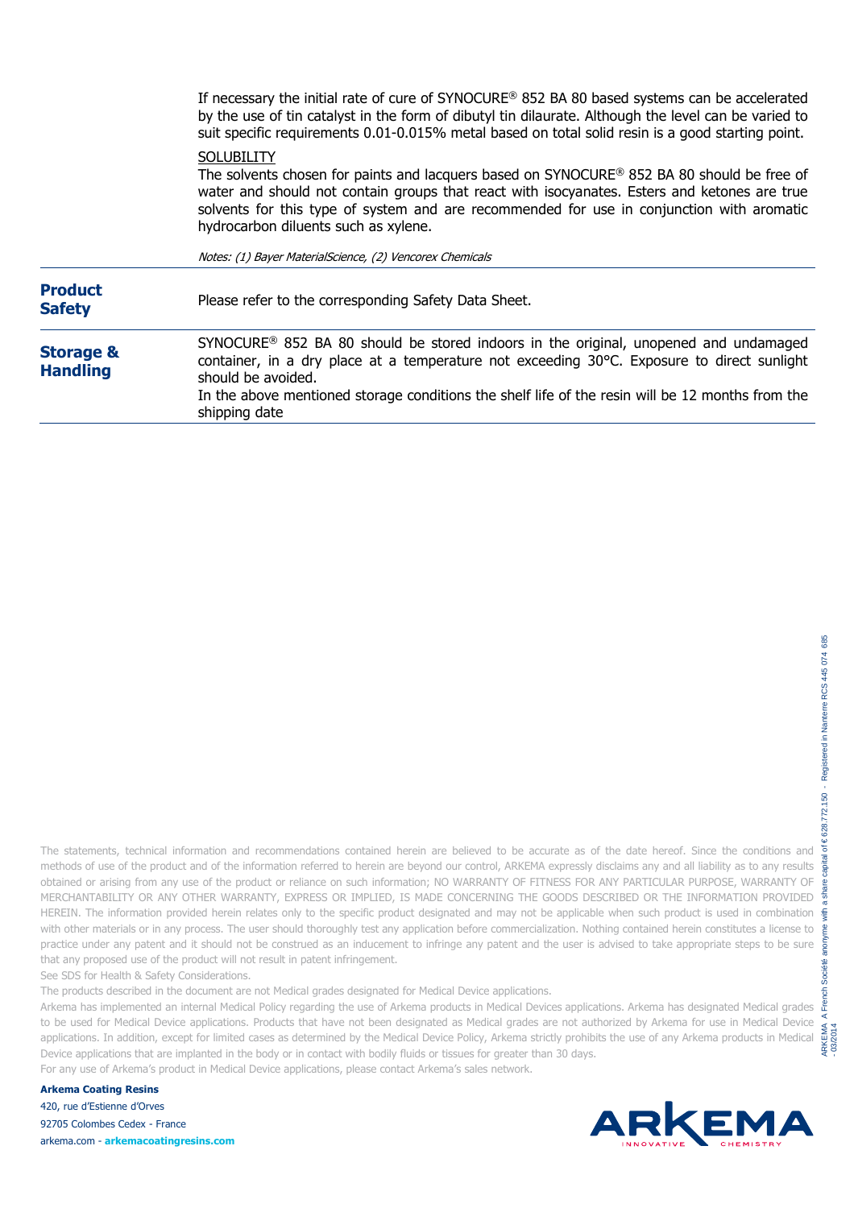If necessary the initial rate of cure of SYNOCURE® 852 BA 80 based systems can be accelerated by the use of tin catalyst in the form of dibutyl tin dilaurate. Although the level can be varied to suit specific requirements 0.01-0.015% metal based on total solid resin is a good starting point.

SOLUBILITY

The solvents chosen for paints and lacquers based on SYNOCURE® 852 BA 80 should be free of water and should not contain groups that react with isocyanates. Esters and ketones are true solvents for this type of system and are recommended for use in conjunction with aromatic hydrocarbon diluents such as xylene.

*Notes: (1) Bayer MaterialScience, (2) Vencorex Chemicals*

## Product Safety

Please refer to the corresponding Safety Data Sheet.

## Storage & Handling

SYNOCURE® 852 BA 80 should be stored indoors in the original, unopened and undamaged container, in a dry place at a temperature not exceeding 30°C. Exposure to direct sunlight should be avoided.

In the above mentioned storage conditions the shelf life of the resin will be 12 months from the shipping date

The statements, technical information and recommendations contained herein are believed to be accurate as of the date hereof. Since the conditions and methods of use of the product and of the information referred to herein are beyond our control, ARKEMA expressly disclaims any and all liability as to any results obtained or arising from any use of the product or reliance on such information; NO WARRANTY OF FITNESS FOR ANY PARTICULAR PURPOSE, WARRANTY OF MERCHANTABILITY OR ANY OTHER WARRANTY, EXPRESS OR IMPLIED, IS MADE CONCERNING THE GOODS DESCRIBED OR THE INFORMATION PROVIDED HEREIN. The information provided herein relates only to the specific product designated and may not be applicable when such product is used in combination with other materials or in any process. The user should thoroughly test any application before commercialization. Nothing contained herein constitutes a license to practice under any patent and it should not be construed as an inducement to infringe any patent and the user is advised to take appropriate steps to be sure that any proposed use of the product will not result in patent infringement.

See SDS for Health & Safety Considerations.

The products described in the document are not Medical grades designated for Medical Device applications.

Arkema has implemented an internal Medical Policy regarding the use of Arkema products in Medical Devices applications. Arkema has designated Medical grades to be used for Medical Device applications. Products that have not been designated as Medical grades are not authorized by Arkema for use in Medical Device applications. In addition, except for limited cases as determined by the Medical Device Policy, Arkema strictly prohibits the use of any Arkema products in Medical Device applications that are implanted in the body or in contact with bodily fluids or tissues for greater than 30 days.

For any use of Arkema's product in Medical Device applications, please contact Arkema's sales network.

**Arkema Coating Resins**
420, rue d'Estienne d'Orves
92705 Colombes Cedex - France
arkema.com - **arkemacoatingresins.com**

ARKEMA A French Société anonyme with a share capital of € 628.772.150 - Registered in Nanterre RCS 445 074 685 - 03/2014